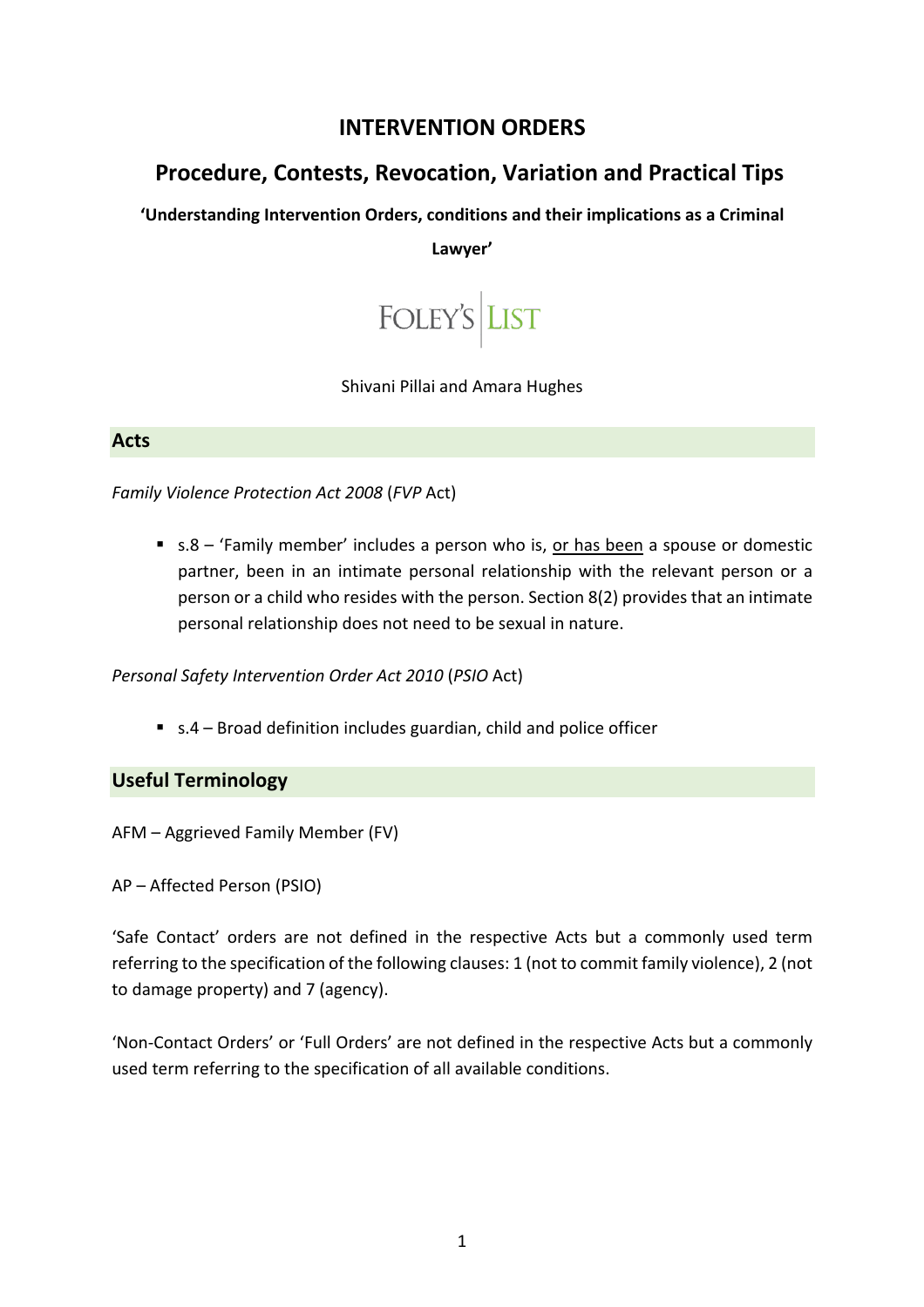# INTERVENTION ORDERS

## Procedure, Contests, Revocation, Variation and Practical Tips

**'Understanding Intervention Orders, conditions and their implications as a Criminal Lawyer'**

FOLEY'S LIST

Shivani Pillai and Amara Hughes

## Acts

*Family Violence Protection Act 2008* (*FVP* Act)

- s.8 – 'Family member' includes a person who is, <u>or has been</u> a spouse or domestic partner, been in an intimate personal relationship with the relevant person or a person or a child who resides with the person. Section 8(2) provides that an intimate personal relationship does not need to be sexual in nature.

*Personal Safety Intervention Order Act 2010* (*PSIO* Act)

- s.4 – Broad definition includes guardian, child and police officer

## Useful Terminology

AFM – Aggrieved Family Member (FV)

AP – Affected Person (PSIO)

'Safe Contact' orders are not defined in the respective Acts but a commonly used term referring to the specification of the following clauses: 1 (not to commit family violence), 2 (not to damage property) and 7 (agency).

'Non-Contact Orders' or 'Full Orders' are not defined in the respective Acts but a commonly used term referring to the specification of all available conditions.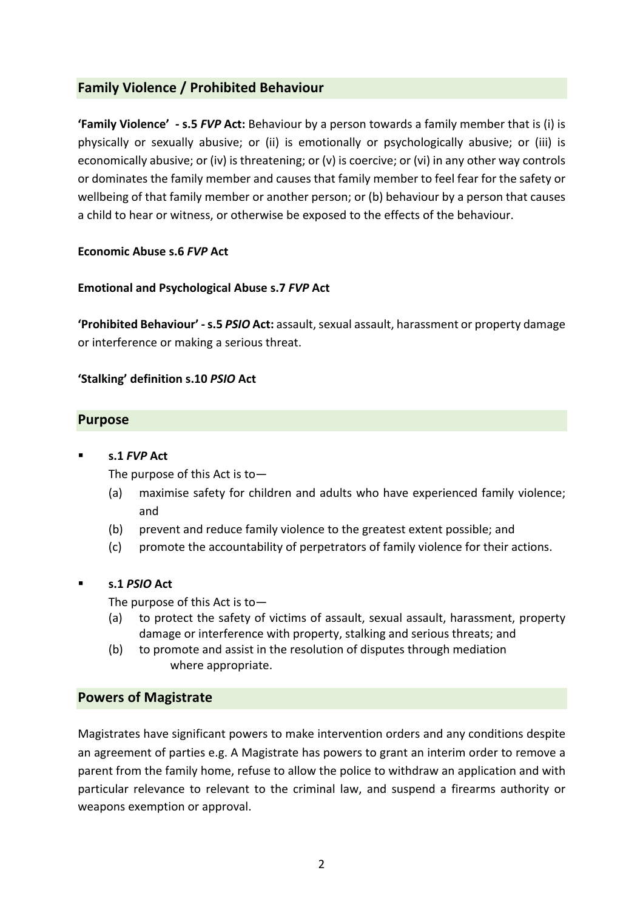## Family Violence / Prohibited Behaviour

**'Family Violence' - s.5 *FVP* Act:** Behaviour by a person towards a family member that is (i) is physically or sexually abusive; or (ii) is emotionally or psychologically abusive; or (iii) is economically abusive; or (iv) is threatening; or (v) is coercive; or (vi) in any other way controls or dominates the family member and causes that family member to feel fear for the safety or wellbeing of that family member or another person; or (b) behaviour by a person that causes a child to hear or witness, or otherwise be exposed to the effects of the behaviour.

**Economic Abuse s.6 *FVP* Act**

**Emotional and Psychological Abuse s.7 *FVP* Act**

**'Prohibited Behaviour' - s.5 *PSIO* Act:** assault, sexual assault, harassment or property damage or interference or making a serious threat.

**'Stalking' definition s.10 *PSIO* Act**

## Purpose

- **s.1 *FVP* Act**

  The purpose of this Act is to—

  (a) maximise safety for children and adults who have experienced family violence; and

  (b) prevent and reduce family violence to the greatest extent possible; and

  (c) promote the accountability of perpetrators of family violence for their actions.

- **s.1 *PSIO* Act**

  The purpose of this Act is to—

  (a) to protect the safety of victims of assault, sexual assault, harassment, property damage or interference with property, stalking and serious threats; and

  (b) to promote and assist in the resolution of disputes through mediation where appropriate.

## Powers of Magistrate

Magistrates have significant powers to make intervention orders and any conditions despite an agreement of parties e.g. A Magistrate has powers to grant an interim order to remove a parent from the family home, refuse to allow the police to withdraw an application and with particular relevance to relevant to the criminal law, and suspend a firearms authority or weapons exemption or approval.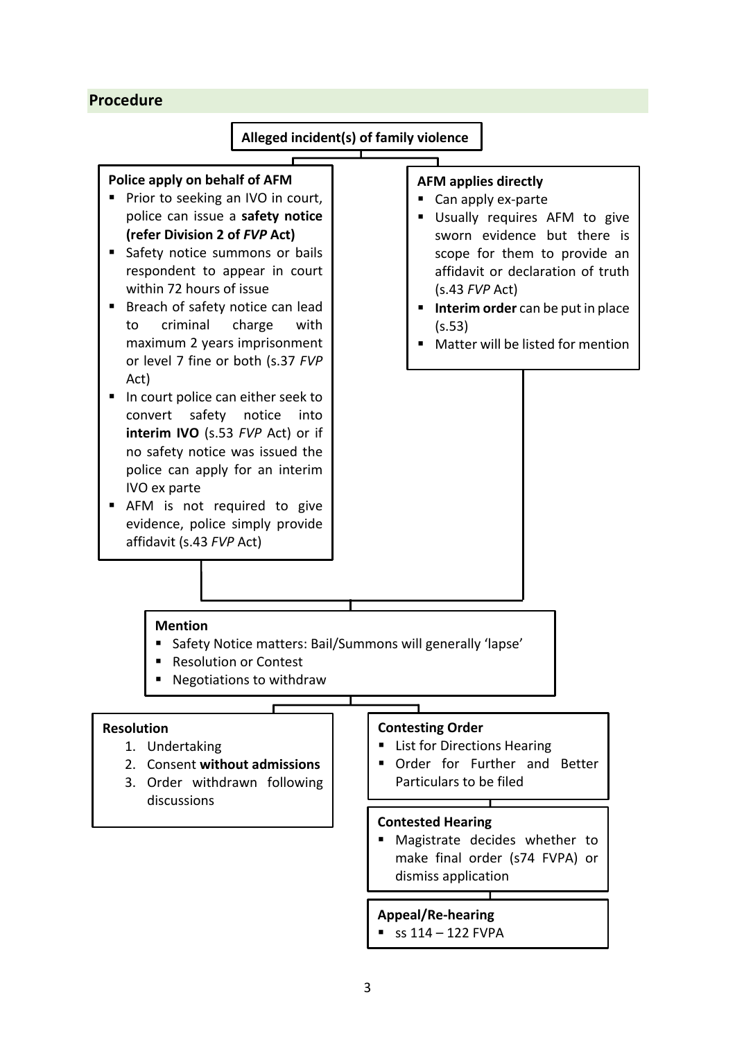## Procedure

**Alleged incident(s) of family violence**

**Police apply on behalf of AFM**

- Prior to seeking an IVO in court, police can issue a **safety notice (refer Division 2 of *FVP* Act)**
- Safety notice summons or bails respondent to appear in court within 72 hours of issue
- Breach of safety notice can lead to criminal charge with maximum 2 years imprisonment or level 7 fine or both (s.37 *FVP* Act)
- In court police can either seek to convert safety notice into **interim IVO** (s.53 *FVP* Act) or if no safety notice was issued the police can apply for an interim IVO ex parte
- AFM is not required to give evidence, police simply provide affidavit (s.43 *FVP* Act)

**AFM applies directly**

- Can apply ex-parte
- Usually requires AFM to give sworn evidence but there is scope for them to provide an affidavit or declaration of truth (s.43 *FVP* Act)
- **Interim order** can be put in place (s.53)
- Matter will be listed for mention

**Mention**

- Safety Notice matters: Bail/Summons will generally 'lapse'
- Resolution or Contest
- Negotiations to withdraw

**Resolution**

1. Undertaking
2. Consent **without admissions**
3. Order withdrawn following discussions

**Contesting Order**

- List for Directions Hearing
- Order for Further and Better Particulars to be filed

**Contested Hearing**

- Magistrate decides whether to make final order (s74 FVPA) or dismiss application

**Appeal/Re-hearing**

- ss 114 – 122 FVPA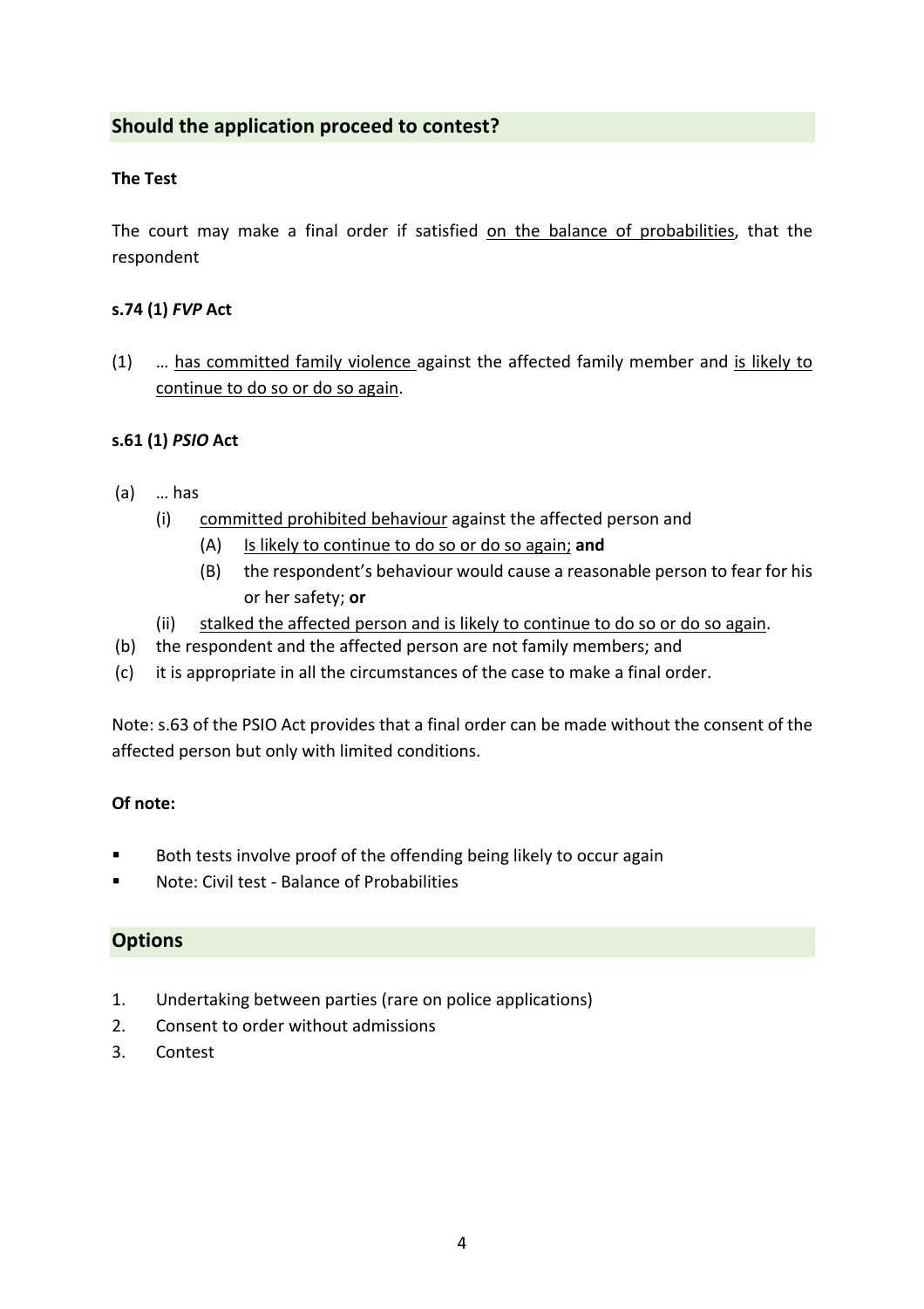## Should the application proceed to contest?

**The Test**

The court may make a final order if satisfied on the balance of probabilities, that the respondent

**s.74 (1) *FVP* Act**

(1) … has committed family violence against the affected family member and is likely to continue to do so or do so again.

**s.61 (1) *PSIO* Act**

(a) … has
    (i) committed prohibited behaviour against the affected person and
        (A) Is likely to continue to do so or do so again; **and**
        (B) the respondent's behaviour would cause a reasonable person to fear for his or her safety; **or**
    (ii) stalked the affected person and is likely to continue to do so or do so again.
(b) the respondent and the affected person are not family members; and
(c) it is appropriate in all the circumstances of the case to make a final order.

Note: s.63 of the PSIO Act provides that a final order can be made without the consent of the affected person but only with limited conditions.

**Of note:**

- Both tests involve proof of the offending being likely to occur again
- Note: Civil test - Balance of Probabilities

## Options

1. Undertaking between parties (rare on police applications)
2. Consent to order without admissions
3. Contest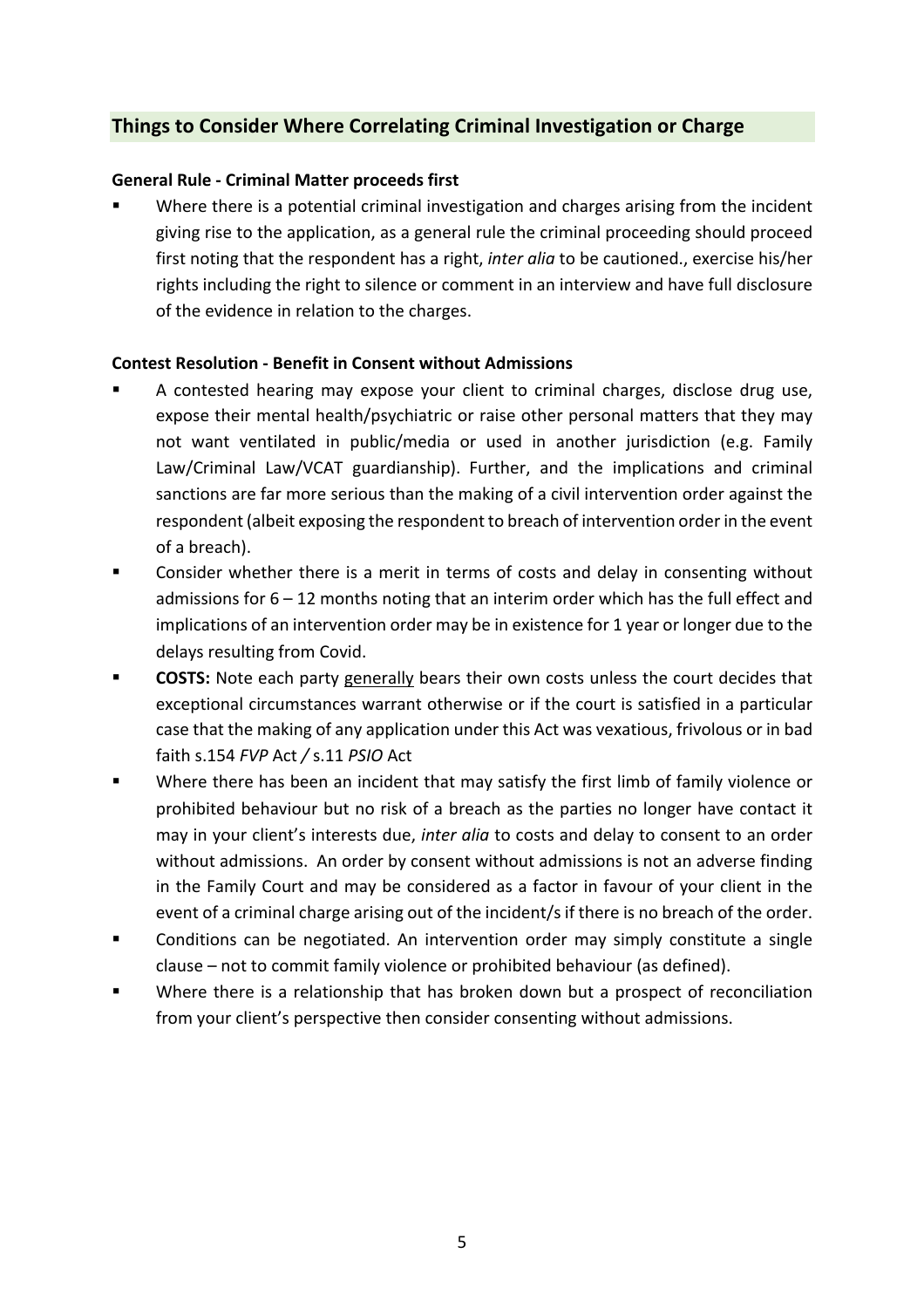## Things to Consider Where Correlating Criminal Investigation or Charge

**General Rule - Criminal Matter proceeds first**

- Where there is a potential criminal investigation and charges arising from the incident giving rise to the application, as a general rule the criminal proceeding should proceed first noting that the respondent has a right, *inter alia* to be cautioned., exercise his/her rights including the right to silence or comment in an interview and have full disclosure of the evidence in relation to the charges.

**Contest Resolution - Benefit in Consent without Admissions**

- A contested hearing may expose your client to criminal charges, disclose drug use, expose their mental health/psychiatric or raise other personal matters that they may not want ventilated in public/media or used in another jurisdiction (e.g. Family Law/Criminal Law/VCAT guardianship). Further, and the implications and criminal sanctions are far more serious than the making of a civil intervention order against the respondent (albeit exposing the respondent to breach of intervention order in the event of a breach).
- Consider whether there is a merit in terms of costs and delay in consenting without admissions for 6 – 12 months noting that an interim order which has the full effect and implications of an intervention order may be in existence for 1 year or longer due to the delays resulting from Covid.
- **COSTS:** Note each party <u>generally</u> bears their own costs unless the court decides that exceptional circumstances warrant otherwise or if the court is satisfied in a particular case that the making of any application under this Act was vexatious, frivolous or in bad faith s.154 *FVP* Act */* s.11 *PSIO* Act
- Where there has been an incident that may satisfy the first limb of family violence or prohibited behaviour but no risk of a breach as the parties no longer have contact it may in your client's interests due, *inter alia* to costs and delay to consent to an order without admissions. An order by consent without admissions is not an adverse finding in the Family Court and may be considered as a factor in favour of your client in the event of a criminal charge arising out of the incident/s if there is no breach of the order.
- Conditions can be negotiated. An intervention order may simply constitute a single clause – not to commit family violence or prohibited behaviour (as defined).
- Where there is a relationship that has broken down but a prospect of reconciliation from your client's perspective then consider consenting without admissions.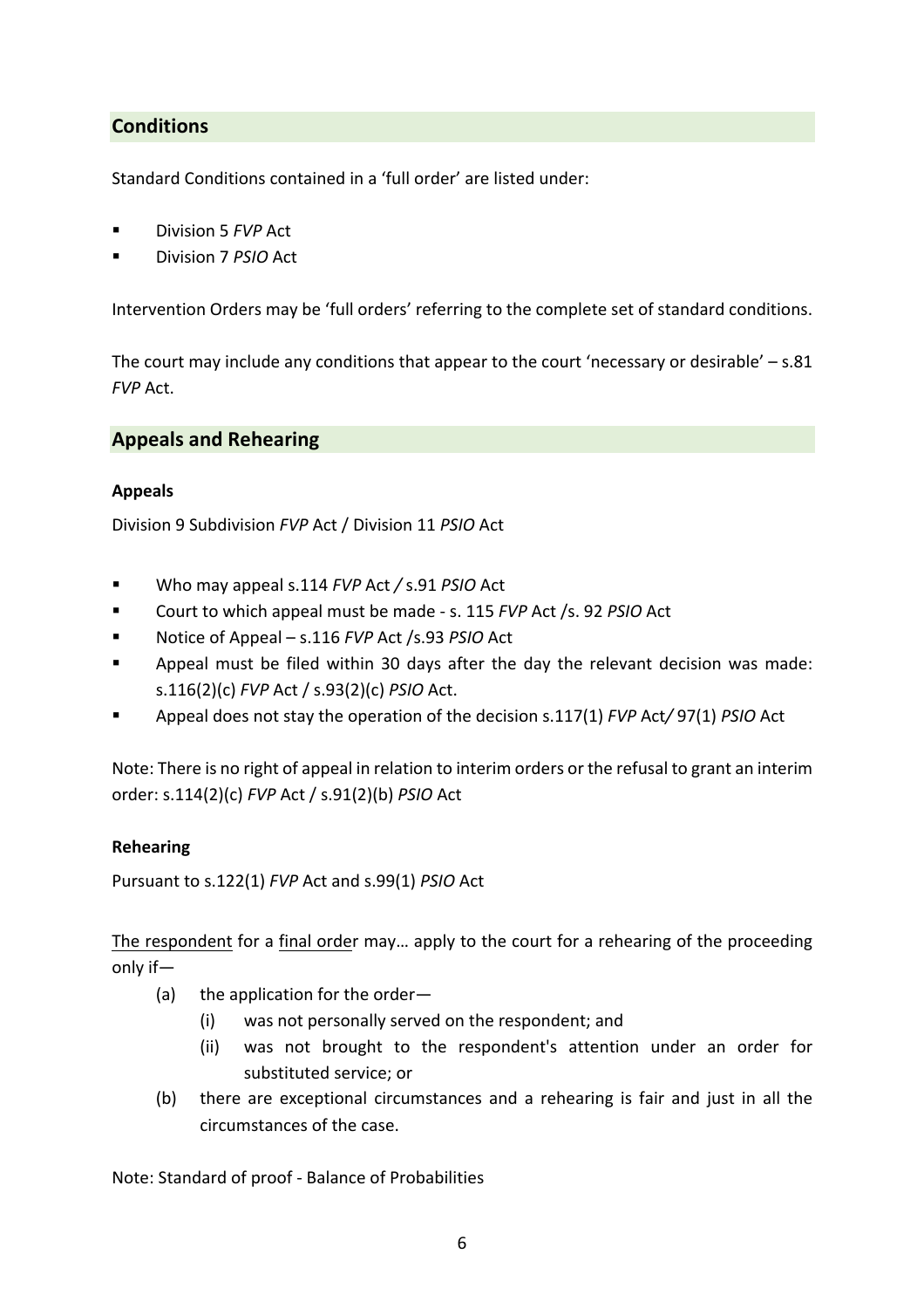## Conditions

Standard Conditions contained in a 'full order' are listed under:

- Division 5 *FVP* Act
- Division 7 *PSIO* Act

Intervention Orders may be 'full orders' referring to the complete set of standard conditions.

The court may include any conditions that appear to the court 'necessary or desirable' – s.81 *FVP* Act.

## Appeals and Rehearing

### Appeals

Division 9 Subdivision *FVP* Act / Division 11 *PSIO* Act

- Who may appeal s.114 *FVP* Act */* s.91 *PSIO* Act
- Court to which appeal must be made - s. 115 *FVP* Act /s. 92 *PSIO* Act
- Notice of Appeal – s.116 *FVP* Act /s.93 *PSIO* Act
- Appeal must be filed within 30 days after the day the relevant decision was made: s.116(2)(c) *FVP* Act / s.93(2)(c) *PSIO* Act.
- Appeal does not stay the operation of the decision s.117(1) *FVP* Act*/* 97(1) *PSIO* Act

Note: There is no right of appeal in relation to interim orders or the refusal to grant an interim order: s.114(2)(c) *FVP* Act / s.91(2)(b) *PSIO* Act

### Rehearing

Pursuant to s.122(1) *FVP* Act and s.99(1) *PSIO* Act

<u>The respondent</u> for a <u>final order</u> may… apply to the court for a rehearing of the proceeding only if—

(a) the application for the order—

  (i) was not personally served on the respondent; and

  (ii) was not brought to the respondent's attention under an order for substituted service; or

(b) there are exceptional circumstances and a rehearing is fair and just in all the circumstances of the case.

Note: Standard of proof - Balance of Probabilities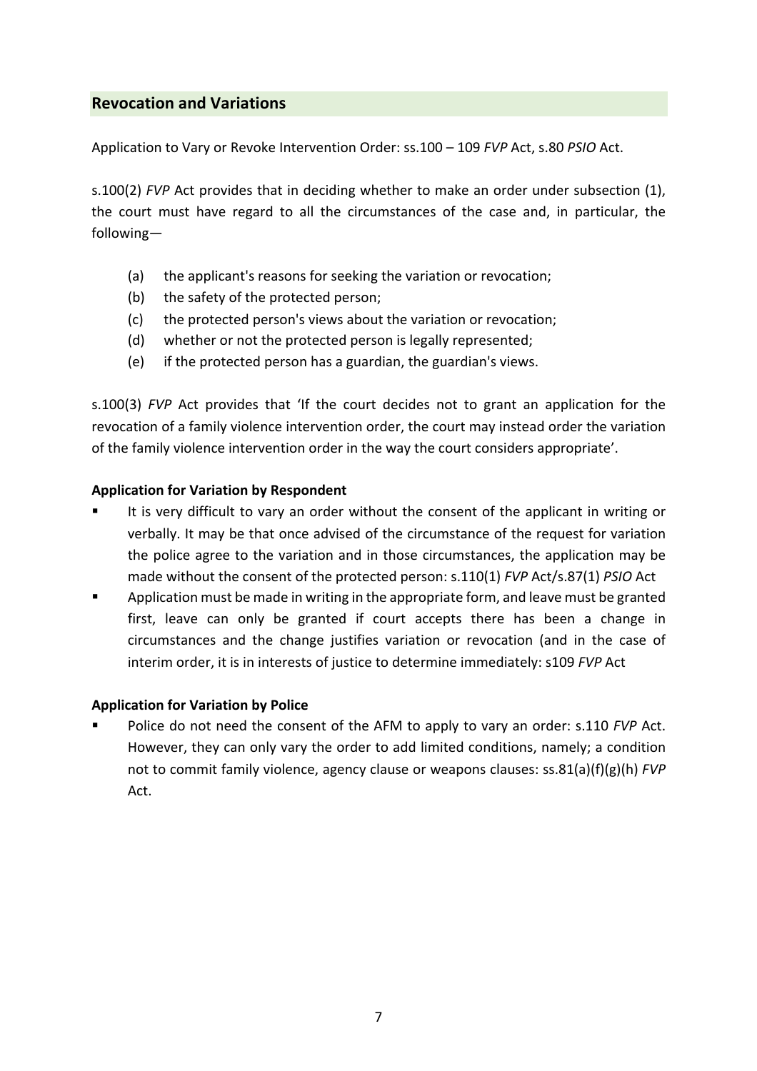## Revocation and Variations

Application to Vary or Revoke Intervention Order: ss.100 – 109 *FVP* Act, s.80 *PSIO* Act.

s.100(2) *FVP* Act provides that in deciding whether to make an order under subsection (1), the court must have regard to all the circumstances of the case and, in particular, the following—

- (a) the applicant's reasons for seeking the variation or revocation;
- (b) the safety of the protected person;
- (c) the protected person's views about the variation or revocation;
- (d) whether or not the protected person is legally represented;
- (e) if the protected person has a guardian, the guardian's views.

s.100(3) *FVP* Act provides that 'If the court decides not to grant an application for the revocation of a family violence intervention order, the court may instead order the variation of the family violence intervention order in the way the court considers appropriate'.

**Application for Variation by Respondent**

- It is very difficult to vary an order without the consent of the applicant in writing or verbally. It may be that once advised of the circumstance of the request for variation the police agree to the variation and in those circumstances, the application may be made without the consent of the protected person: s.110(1) *FVP* Act/s.87(1) *PSIO* Act
- Application must be made in writing in the appropriate form, and leave must be granted first, leave can only be granted if court accepts there has been a change in circumstances and the change justifies variation or revocation (and in the case of interim order, it is in interests of justice to determine immediately: s109 *FVP* Act

**Application for Variation by Police**

- Police do not need the consent of the AFM to apply to vary an order: s.110 *FVP* Act. However, they can only vary the order to add limited conditions, namely; a condition not to commit family violence, agency clause or weapons clauses: ss.81(a)(f)(g)(h) *FVP* Act.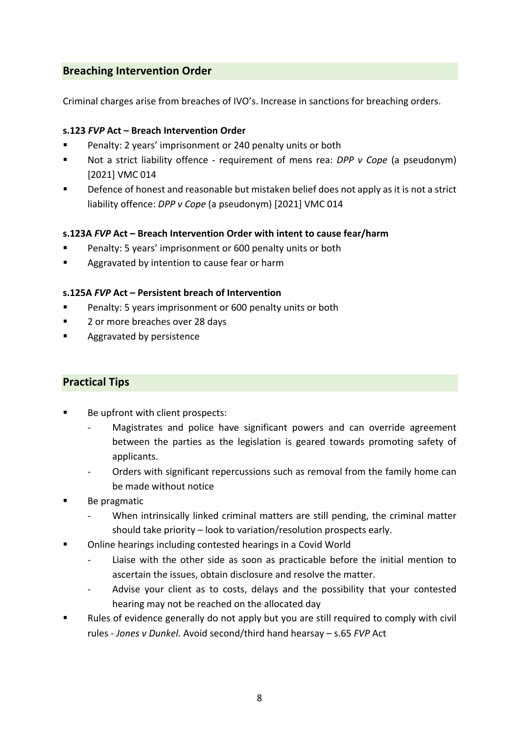## Breaching Intervention Order

Criminal charges arise from breaches of IVO's. Increase in sanctions for breaching orders.

**s.123 *FVP* Act – Breach Intervention Order**

- Penalty: 2 years' imprisonment or 240 penalty units or both
- Not a strict liability offence - requirement of mens rea: *DPP v Cope* (a pseudonym) [2021] VMC 014
- Defence of honest and reasonable but mistaken belief does not apply as it is not a strict liability offence: *DPP v Cope* (a pseudonym) [2021] VMC 014

**s.123A *FVP* Act – Breach Intervention Order with intent to cause fear/harm**

- Penalty: 5 years' imprisonment or 600 penalty units or both
- Aggravated by intention to cause fear or harm

**s.125A *FVP* Act – Persistent breach of Intervention**

- Penalty: 5 years imprisonment or 600 penalty units or both
- 2 or more breaches over 28 days
- Aggravated by persistence

## Practical Tips

- Be upfront with client prospects:
  - Magistrates and police have significant powers and can override agreement between the parties as the legislation is geared towards promoting safety of applicants.
  - Orders with significant repercussions such as removal from the family home can be made without notice
- Be pragmatic
  - When intrinsically linked criminal matters are still pending, the criminal matter should take priority – look to variation/resolution prospects early.
- Online hearings including contested hearings in a Covid World
  - Liaise with the other side as soon as practicable before the initial mention to ascertain the issues, obtain disclosure and resolve the matter.
  - Advise your client as to costs, delays and the possibility that your contested hearing may not be reached on the allocated day
- Rules of evidence generally do not apply but you are still required to comply with civil rules - *Jones v Dunkel.* Avoid second/third hand hearsay – s.65 *FVP* Act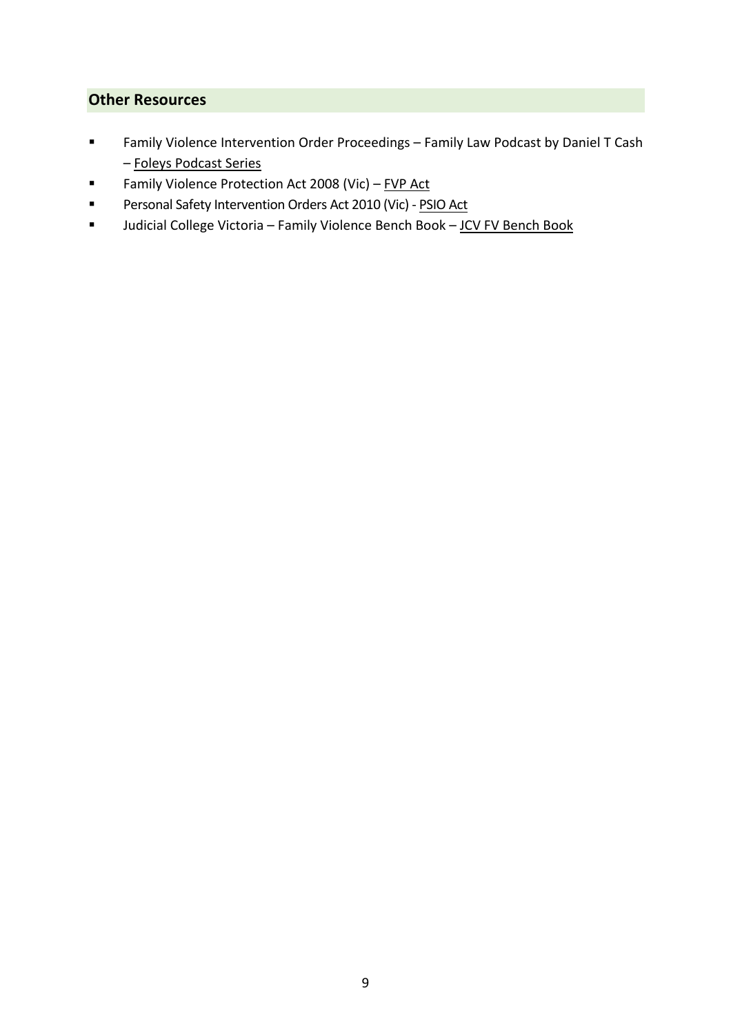## Other Resources

- Family Violence Intervention Order Proceedings – Family Law Podcast by Daniel T Cash – Foleys Podcast Series
- Family Violence Protection Act 2008 (Vic) – FVP Act
- Personal Safety Intervention Orders Act 2010 (Vic) - PSIO Act
- Judicial College Victoria – Family Violence Bench Book – JCV FV Bench Book